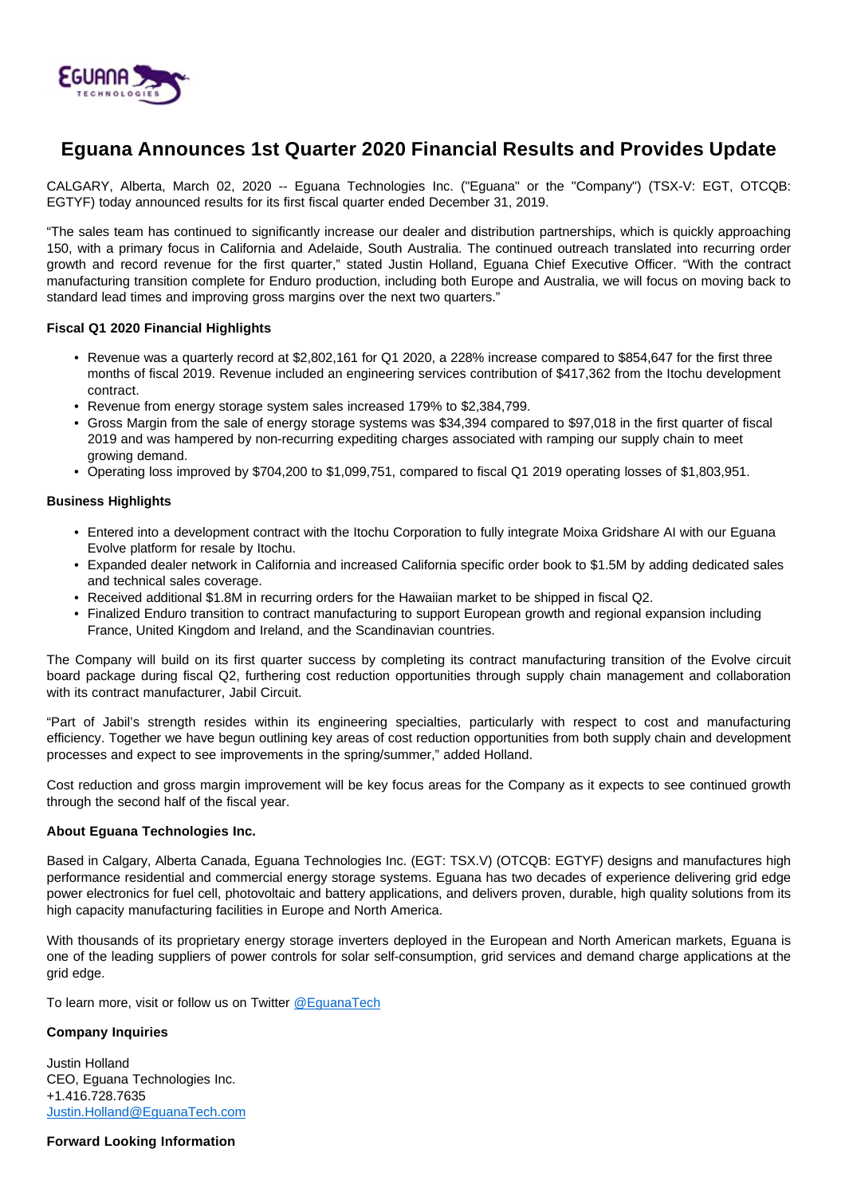# Eguana Announces 1st Quarter 2020 Financial Results and Provides Update

CALGARY, Alberta, March 02, 2020 -- Eguana Technologies Inc. ("Eguana" or the "Company") (TSX-V: EGT, OTCQB: EGTYF) today announced results for its first fiscal quarter ended December 31, 2019.

"The sales team has continued to significantly increase our dealer and distribution partnerships, which is quickly approaching 150, with a primary focus in California and Adelaide, South Australia. The continued outreach translated into recurring order growth and record revenue for the first quarter," stated Justin Holland, Eguana Chief Executive Officer. "With the contract manufacturing transition complete for Enduro production, including both Europe and Australia, we will focus on moving back to standard lead times and improving gross margins over the next two quarters."

**Fiscal Q1 2020 Financial Highlights**

- Revenue was a quarterly record at $2,802,161 for Q1 2020, a 228% increase compared to $854,647 for the first three months of fiscal 2019. Revenue included an engineering services contribution of $417,362 from the Itochu development contract.
- Revenue from energy storage system sales increased 179% to $2,384,799.
- Gross Margin from the sale of energy storage systems was $34,394 compared to $97,018 in the first quarter of fiscal 2019 and was hampered by non-recurring expediting charges associated with ramping our supply chain to meet growing demand.
- Operating loss improved by $704,200 to $1,099,751, compared to fiscal Q1 2019 operating losses of $1,803,951.

**Business Highlights**

- Entered into a development contract with the Itochu Corporation to fully integrate Moixa Gridshare AI with our Eguana Evolve platform for resale by Itochu.
- Expanded dealer network in California and increased California specific order book to $1.5M by adding dedicated sales and technical sales coverage.
- Received additional $1.8M in recurring orders for the Hawaiian market to be shipped in fiscal Q2.
- Finalized Enduro transition to contract manufacturing to support European growth and regional expansion including France, United Kingdom and Ireland, and the Scandinavian countries.

The Company will build on its first quarter success by completing its contract manufacturing transition of the Evolve circuit board package during fiscal Q2, furthering cost reduction opportunities through supply chain management and collaboration with its contract manufacturer, Jabil Circuit.

"Part of Jabil's strength resides within its engineering specialties, particularly with respect to cost and manufacturing efficiency. Together we have begun outlining key areas of cost reduction opportunities from both supply chain and development processes and expect to see improvements in the spring/summer," added Holland.

Cost reduction and gross margin improvement will be key focus areas for the Company as it expects to see continued growth through the second half of the fiscal year.

**About Eguana Technologies Inc.**

Based in Calgary, Alberta Canada, Eguana Technologies Inc. (EGT: TSX.V) (OTCQB: EGTYF) designs and manufactures high performance residential and commercial energy storage systems. Eguana has two decades of experience delivering grid edge power electronics for fuel cell, photovoltaic and battery applications, and delivers proven, durable, high quality solutions from its high capacity manufacturing facilities in Europe and North America.

With thousands of its proprietary energy storage inverters deployed in the European and North American markets, Eguana is one of the leading suppliers of power controls for solar self-consumption, grid services and demand charge applications at the grid edge.

To learn more, visit or follow us on Twitter [@EguanaTech](@EguanaTech)

**Company Inquiries**

Justin Holland
CEO, Eguana Technologies Inc.
+1.416.728.7635
[Justin.Holland@EguanaTech.com](mailto:Justin.Holland@EguanaTech.com)

**Forward Looking Information**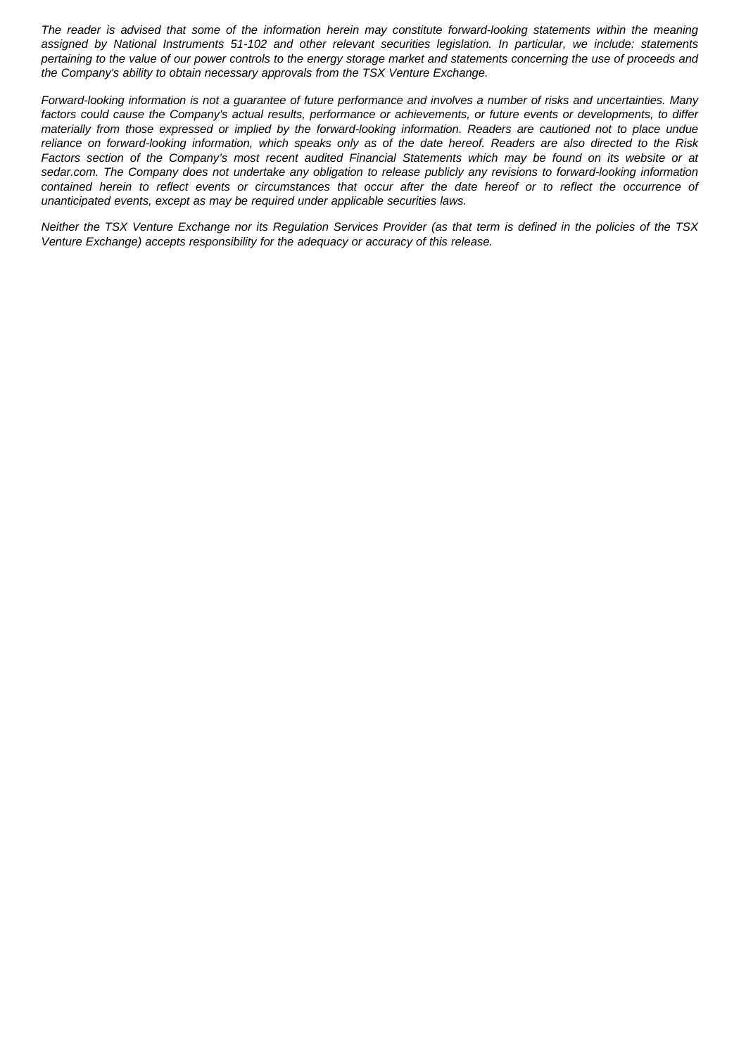*The reader is advised that some of the information herein may constitute forward-looking statements within the meaning assigned by National Instruments 51-102 and other relevant securities legislation. In particular, we include: statements pertaining to the value of our power controls to the energy storage market and statements concerning the use of proceeds and the Company's ability to obtain necessary approvals from the TSX Venture Exchange.*

*Forward-looking information is not a guarantee of future performance and involves a number of risks and uncertainties. Many factors could cause the Company's actual results, performance or achievements, or future events or developments, to differ materially from those expressed or implied by the forward-looking information. Readers are cautioned not to place undue reliance on forward-looking information, which speaks only as of the date hereof. Readers are also directed to the Risk Factors section of the Company's most recent audited Financial Statements which may be found on its website or at sedar.com. The Company does not undertake any obligation to release publicly any revisions to forward-looking information contained herein to reflect events or circumstances that occur after the date hereof or to reflect the occurrence of unanticipated events, except as may be required under applicable securities laws.*

*Neither the TSX Venture Exchange nor its Regulation Services Provider (as that term is defined in the policies of the TSX Venture Exchange) accepts responsibility for the adequacy or accuracy of this release.*